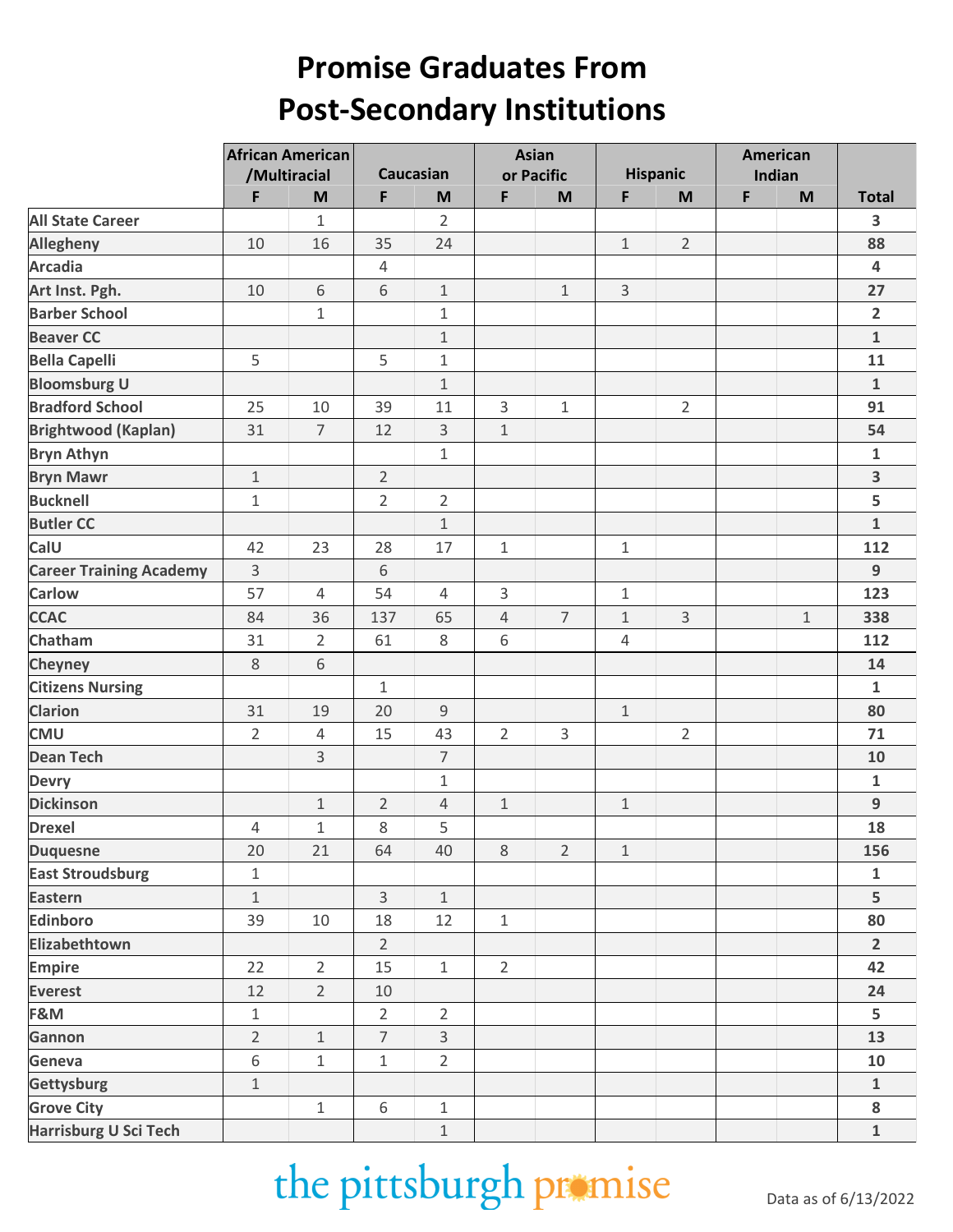# Promise Graduates From Post-Secondary Institutions

| | African American /Multiracial | | Caucasian | | Asian or Pacific | | Hispanic | | American Indian | | Total |
|---|---|---|---|---|---|---|---|---|---|---|---|
| | F | M | F | M | F | M | F | M | F | M | |
| All State Career | | 1 | | 2 | | | | | | | 3 |
| Allegheny | 10 | 16 | 35 | 24 | | | 1 | 2 | | | 88 |
| Arcadia | | | 4 | | | | | | | | 4 |
| Art Inst. Pgh. | 10 | 6 | 6 | 1 | | 1 | 3 | | | | 27 |
| Barber School | | 1 | | 1 | | | | | | | 2 |
| Beaver CC | | | | 1 | | | | | | | 1 |
| Bella Capelli | 5 | | 5 | 1 | | | | | | | 11 |
| Bloomsburg U | | | | 1 | | | | | | | 1 |
| Bradford School | 25 | 10 | 39 | 11 | 3 | 1 | | 2 | | | 91 |
| Brightwood (Kaplan) | 31 | 7 | 12 | 3 | 1 | | | | | | 54 |
| Bryn Athyn | | | | 1 | | | | | | | 1 |
| Bryn Mawr | 1 | | 2 | | | | | | | | 3 |
| Bucknell | 1 | | 2 | 2 | | | | | | | 5 |
| Butler CC | | | | 1 | | | | | | | 1 |
| CalU | 42 | 23 | 28 | 17 | 1 | | 1 | | | | 112 |
| Career Training Academy | 3 | | 6 | | | | | | | | 9 |
| Carlow | 57 | 4 | 54 | 4 | 3 | | 1 | | | | 123 |
| CCAC | 84 | 36 | 137 | 65 | 4 | 7 | 1 | 3 | | 1 | 338 |
| Chatham | 31 | 2 | 61 | 8 | 6 | | 4 | | | | 112 |
| Cheyney | 8 | 6 | | | | | | | | | 14 |
| Citizens Nursing | | | 1 | | | | | | | | 1 |
| Clarion | 31 | 19 | 20 | 9 | | | 1 | | | | 80 |
| CMU | 2 | 4 | 15 | 43 | 2 | 3 | | 2 | | | 71 |
| Dean Tech | | 3 | | 7 | | | | | | | 10 |
| Devry | | | | 1 | | | | | | | 1 |
| Dickinson | | 1 | 2 | 4 | 1 | | 1 | | | | 9 |
| Drexel | 4 | 1 | 8 | 5 | | | | | | | 18 |
| Duquesne | 20 | 21 | 64 | 40 | 8 | 2 | 1 | | | | 156 |
| East Stroudsburg | 1 | | | | | | | | | | 1 |
| Eastern | 1 | | 3 | 1 | | | | | | | 5 |
| Edinboro | 39 | 10 | 18 | 12 | 1 | | | | | | 80 |
| Elizabethtown | | | 2 | | | | | | | | 2 |
| Empire | 22 | 2 | 15 | 1 | 2 | | | | | | 42 |
| Everest | 12 | 2 | 10 | | | | | | | | 24 |
| F&M | 1 | | 2 | 2 | | | | | | | 5 |
| Gannon | 2 | 1 | 7 | 3 | | | | | | | 13 |
| Geneva | 6 | 1 | 1 | 2 | | | | | | | 10 |
| Gettysburg | 1 | | | | | | | | | | 1 |
| Grove City | | 1 | 6 | 1 | | | | | | | 8 |
| Harrisburg U Sci Tech | | | | 1 | | | | | | | 1 |

the pittsburgh promise

Data as of 6/13/2022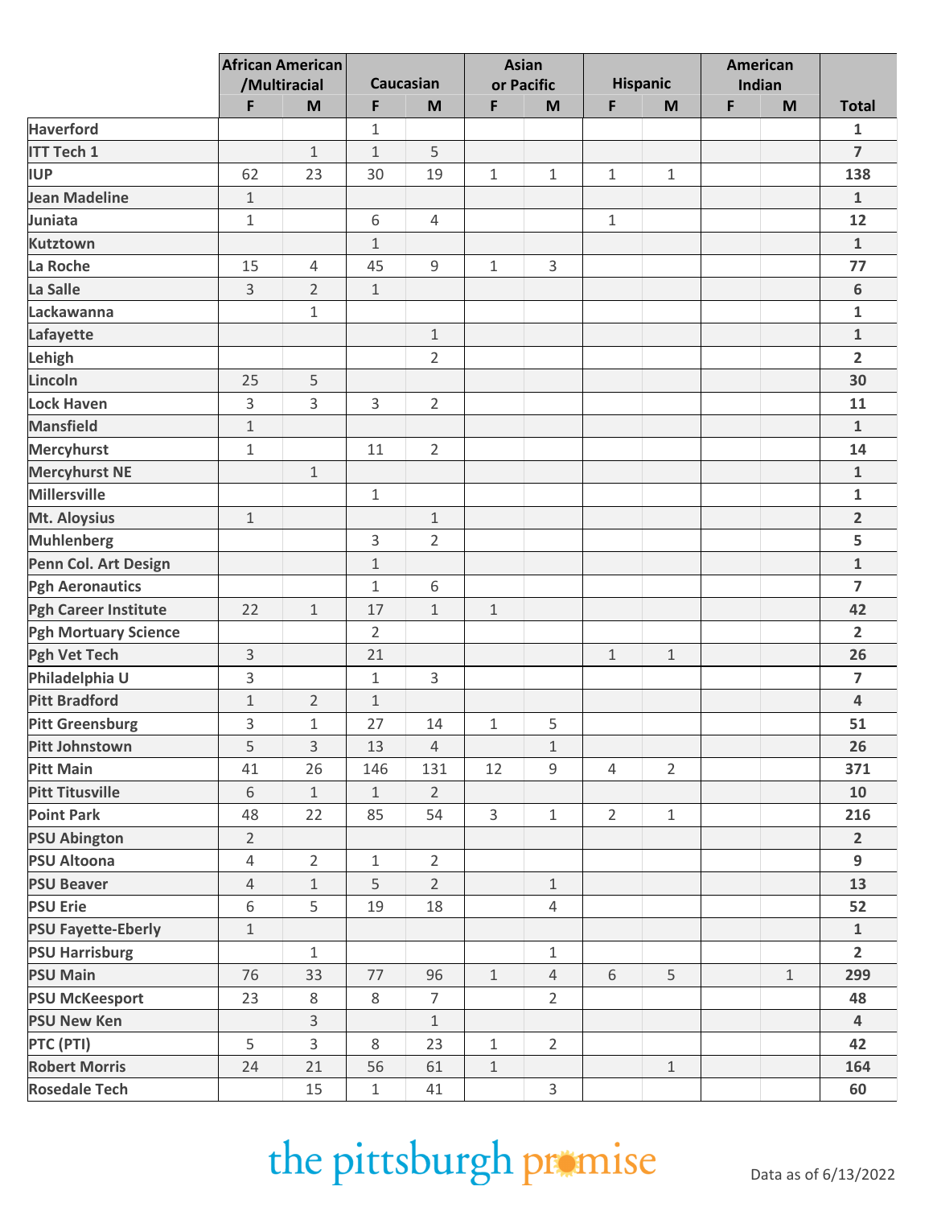| | African American /Multiracial | | Caucasian | | Asian or Pacific | | Hispanic | | American Indian | | Total |
|---|---|---|---|---|---|---|---|---|---|---|---|
| | F | M | F | M | F | M | F | M | F | M | |
| Haverford | | | 1 | | | | | | | | 1 |
| ITT Tech 1 | | 1 | 1 | 5 | | | | | | | 7 |
| IUP | 62 | 23 | 30 | 19 | 1 | 1 | 1 | 1 | | | 138 |
| Jean Madeline | 1 | | | | | | | | | | 1 |
| Juniata | 1 | | 6 | 4 | | | 1 | | | | 12 |
| Kutztown | | | 1 | | | | | | | | 1 |
| La Roche | 15 | 4 | 45 | 9 | 1 | 3 | | | | | 77 |
| La Salle | 3 | 2 | 1 | | | | | | | | 6 |
| Lackawanna | | 1 | | | | | | | | | 1 |
| Lafayette | | | | 1 | | | | | | | 1 |
| Lehigh | | | | 2 | | | | | | | 2 |
| Lincoln | 25 | 5 | | | | | | | | | 30 |
| Lock Haven | 3 | 3 | 3 | 2 | | | | | | | 11 |
| Mansfield | 1 | | | | | | | | | | 1 |
| Mercyhurst | 1 | | 11 | 2 | | | | | | | 14 |
| Mercyhurst NE | | 1 | | | | | | | | | 1 |
| Millersville | | | 1 | | | | | | | | 1 |
| Mt. Aloysius | 1 | | | 1 | | | | | | | 2 |
| Muhlenberg | | | 3 | 2 | | | | | | | 5 |
| Penn Col. Art Design | | | 1 | | | | | | | | 1 |
| Pgh Aeronautics | | | 1 | 6 | | | | | | | 7 |
| Pgh Career Institute | 22 | 1 | 17 | 1 | 1 | | | | | | 42 |
| Pgh Mortuary Science | | | 2 | | | | | | | | 2 |
| Pgh Vet Tech | 3 | | 21 | | | | 1 | 1 | | | 26 |
| Philadelphia U | 3 | | 1 | 3 | | | | | | | 7 |
| Pitt Bradford | 1 | 2 | 1 | | | | | | | | 4 |
| Pitt Greensburg | 3 | 1 | 27 | 14 | 1 | 5 | | | | | 51 |
| Pitt Johnstown | 5 | 3 | 13 | 4 | | 1 | | | | | 26 |
| Pitt Main | 41 | 26 | 146 | 131 | 12 | 9 | 4 | 2 | | | 371 |
| Pitt Titusville | 6 | 1 | 1 | 2 | | | | | | | 10 |
| Point Park | 48 | 22 | 85 | 54 | 3 | 1 | 2 | 1 | | | 216 |
| PSU Abington | 2 | | | | | | | | | | 2 |
| PSU Altoona | 4 | 2 | 1 | 2 | | | | | | | 9 |
| PSU Beaver | 4 | 1 | 5 | 2 | | 1 | | | | | 13 |
| PSU Erie | 6 | 5 | 19 | 18 | | 4 | | | | | 52 |
| PSU Fayette-Eberly | 1 | | | | | | | | | | 1 |
| PSU Harrisburg | | 1 | | | | 1 | | | | | 2 |
| PSU Main | 76 | 33 | 77 | 96 | 1 | 4 | 6 | 5 | | 1 | 299 |
| PSU McKeesport | 23 | 8 | 8 | 7 | | 2 | | | | | 48 |
| PSU New Ken | | 3 | | 1 | | | | | | | 4 |
| PTC (PTI) | 5 | 3 | 8 | 23 | 1 | 2 | | | | | 42 |
| Robert Morris | 24 | 21 | 56 | 61 | 1 | | | 1 | | | 164 |
| Rosedale Tech | | 15 | 1 | 41 | | 3 | | | | | 60 |

the pittsburgh promise

Data as of 6/13/2022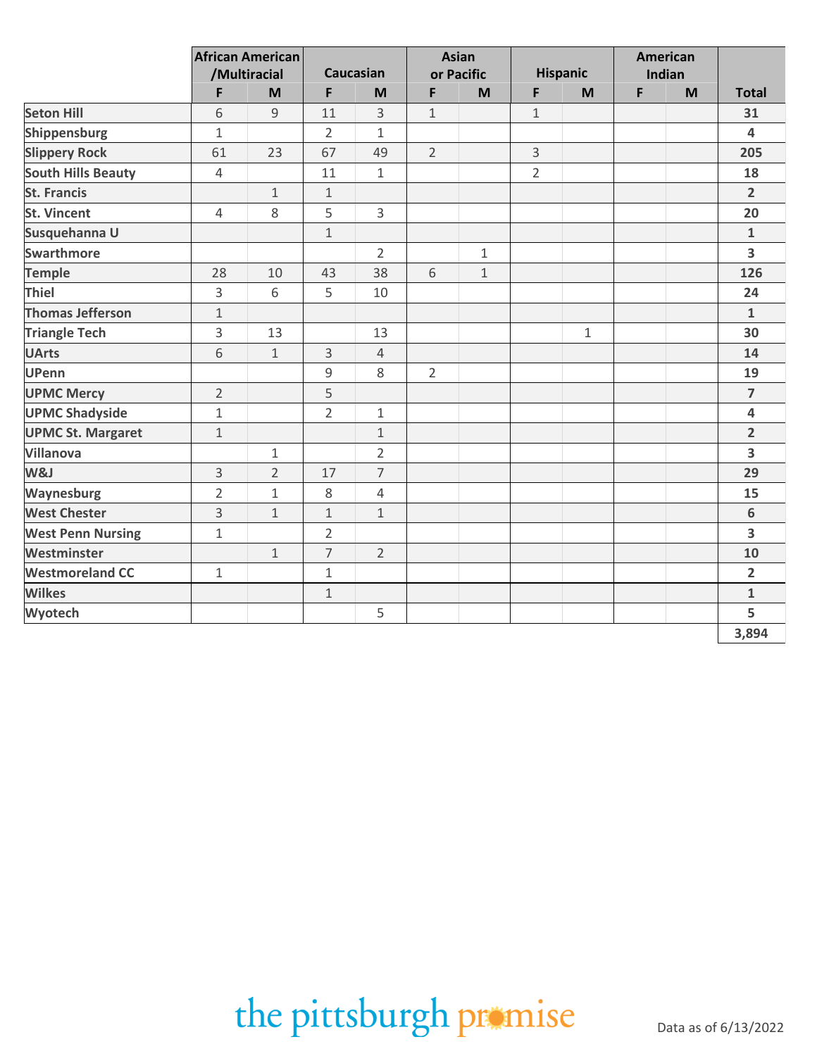| | African American /Multiracial | | Caucasian | | Asian or Pacific | | Hispanic | | American Indian | | |
|---|---|---|---|---|---|---|---|---|---|---|---|
| | F | M | F | M | F | M | F | M | F | M | Total |
| **Seton Hill** | 6 | 9 | 11 | 3 | 1 | | 1 | | | | **31** |
| **Shippensburg** | 1 | | 2 | 1 | | | | | | | **4** |
| **Slippery Rock** | 61 | 23 | 67 | 49 | 2 | | 3 | | | | **205** |
| **South Hills Beauty** | 4 | | 11 | 1 | | | 2 | | | | **18** |
| **St. Francis** | | 1 | 1 | | | | | | | | **2** |
| **St. Vincent** | 4 | 8 | 5 | 3 | | | | | | | **20** |
| **Susquehanna U** | | | 1 | | | | | | | | **1** |
| **Swarthmore** | | | | 2 | | 1 | | | | | **3** |
| **Temple** | 28 | 10 | 43 | 38 | 6 | 1 | | | | | **126** |
| **Thiel** | 3 | 6 | 5 | 10 | | | | | | | **24** |
| **Thomas Jefferson** | 1 | | | | | | | | | | **1** |
| **Triangle Tech** | 3 | 13 | | 13 | | | | 1 | | | **30** |
| **UArts** | 6 | 1 | 3 | 4 | | | | | | | **14** |
| **UPenn** | | | 9 | 8 | 2 | | | | | | **19** |
| **UPMC Mercy** | 2 | | 5 | | | | | | | | **7** |
| **UPMC Shadyside** | 1 | | 2 | 1 | | | | | | | **4** |
| **UPMC St. Margaret** | 1 | | | 1 | | | | | | | **2** |
| **Villanova** | | 1 | | 2 | | | | | | | **3** |
| **W&J** | 3 | 2 | 17 | 7 | | | | | | | **29** |
| **Waynesburg** | 2 | 1 | 8 | 4 | | | | | | | **15** |
| **West Chester** | 3 | 1 | 1 | 1 | | | | | | | **6** |
| **West Penn Nursing** | 1 | | 2 | | | | | | | | **3** |
| **Westminster** | | 1 | 7 | 2 | | | | | | | **10** |
| **Westmoreland CC** | 1 | | 1 | | | | | | | | **2** |
| **Wilkes** | | | 1 | | | | | | | | **1** |
| **Wyotech** | | | | 5 | | | | | | | **5** |
| | | | | | | | | | | | **3,894** |

the pittsburgh promise

Data as of 6/13/2022